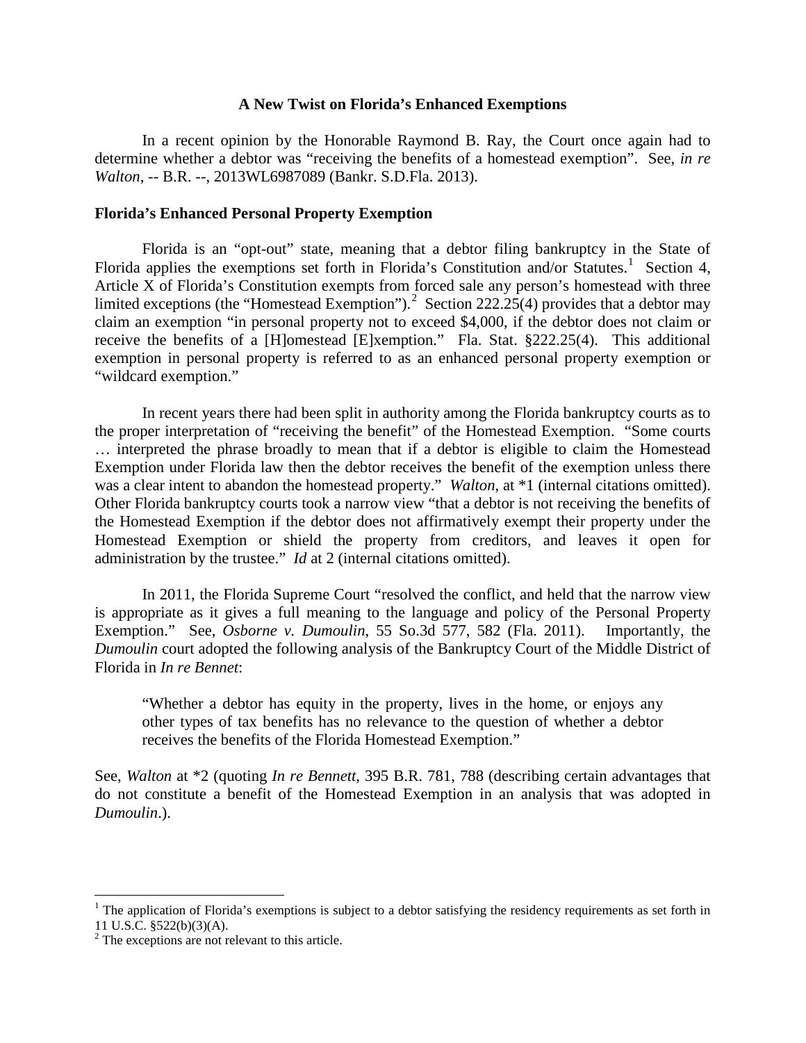# A New Twist on Florida's Enhanced Exemptions

In a recent opinion by the Honorable Raymond B. Ray, the Court once again had to determine whether a debtor was "receiving the benefits of a homestead exemption". See, *in re Walton*, -- B.R. --, 2013WL6987089 (Bankr. S.D.Fla. 2013).

## Florida's Enhanced Personal Property Exemption

Florida is an "opt-out" state, meaning that a debtor filing bankruptcy in the State of Florida applies the exemptions set forth in Florida's Constitution and/or Statutes.[1] Section 4, Article X of Florida's Constitution exempts from forced sale any person's homestead with three limited exceptions (the "Homestead Exemption").[2] Section 222.25(4) provides that a debtor may claim an exemption "in personal property not to exceed $4,000, if the debtor does not claim or receive the benefits of a [H]omestead [E]xemption." Fla. Stat. §222.25(4). This additional exemption in personal property is referred to as an enhanced personal property exemption or "wildcard exemption."

In recent years there had been split in authority among the Florida bankruptcy courts as to the proper interpretation of "receiving the benefit" of the Homestead Exemption. "Some courts … interpreted the phrase broadly to mean that if a debtor is eligible to claim the Homestead Exemption under Florida law then the debtor receives the benefit of the exemption unless there was a clear intent to abandon the homestead property." *Walton*, at *1 (internal citations omitted). Other Florida bankruptcy courts took a narrow view "that a debtor is not receiving the benefits of the Homestead Exemption if the debtor does not affirmatively exempt their property under the Homestead Exemption or shield the property from creditors, and leaves it open for administration by the trustee." *Id* at 2 (internal citations omitted).

In 2011, the Florida Supreme Court "resolved the conflict, and held that the narrow view is appropriate as it gives a full meaning to the language and policy of the Personal Property Exemption." See, *Osborne v. Dumoulin*, 55 So.3d 577, 582 (Fla. 2011). Importantly, the *Dumoulin* court adopted the following analysis of the Bankruptcy Court of the Middle District of Florida in *In re Bennet*:

> "Whether a debtor has equity in the property, lives in the home, or enjoys any other types of tax benefits has no relevance to the question of whether a debtor receives the benefits of the Florida Homestead Exemption."

See, *Walton* at *2 (quoting *In re Bennett*, 395 B.R. 781, 788 (describing certain advantages that do not constitute a benefit of the Homestead Exemption in an analysis that was adopted in *Dumoulin*.).

---

[1] The application of Florida's exemptions is subject to a debtor satisfying the residency requirements as set forth in 11 U.S.C. §522(b)(3)(A).

[2] The exceptions are not relevant to this article.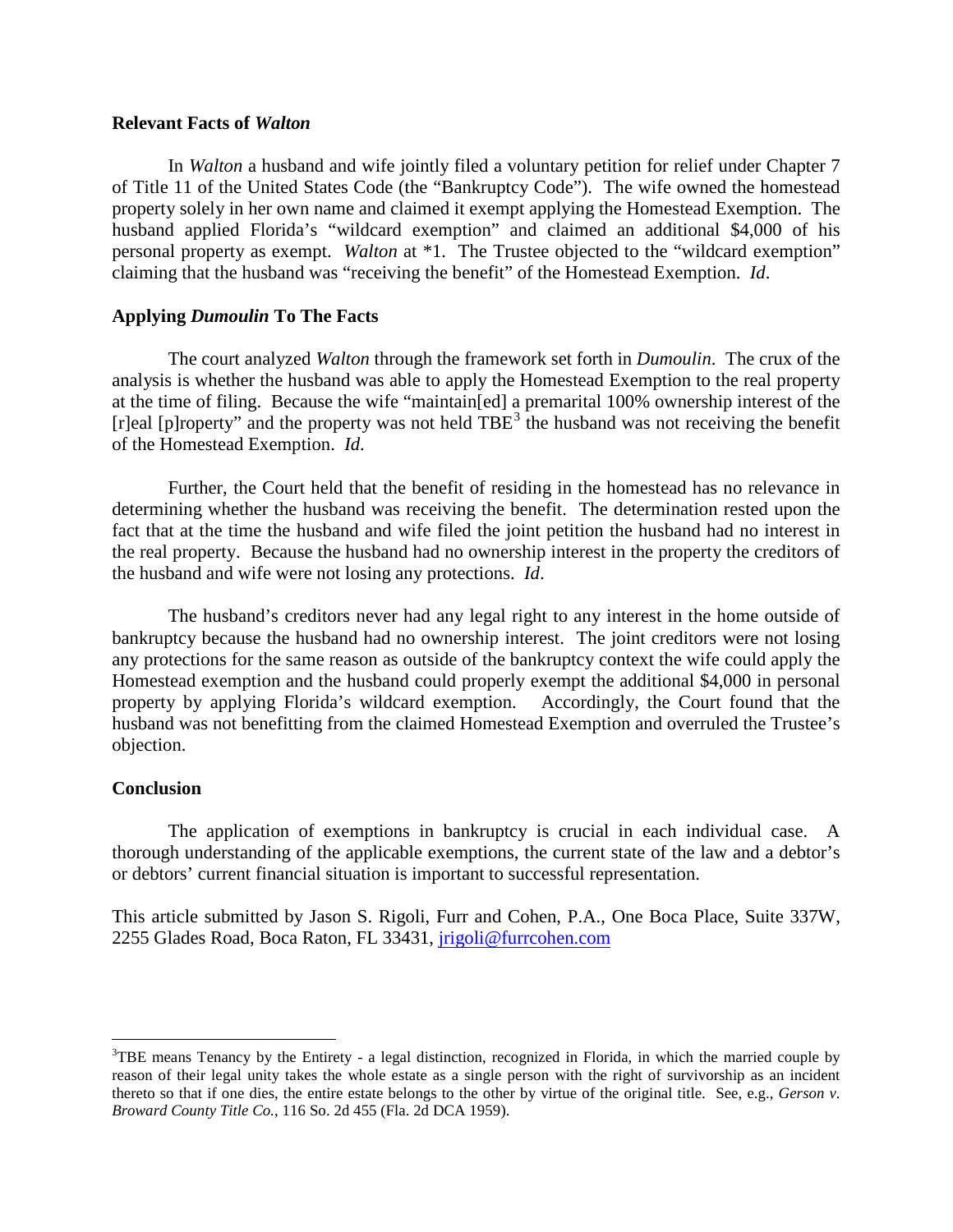**Relevant Facts of *Walton***

In *Walton* a husband and wife jointly filed a voluntary petition for relief under Chapter 7 of Title 11 of the United States Code (the "Bankruptcy Code"). The wife owned the homestead property solely in her own name and claimed it exempt applying the Homestead Exemption. The husband applied Florida's "wildcard exemption" and claimed an additional $4,000 of his personal property as exempt. *Walton* at *1. The Trustee objected to the "wildcard exemption" claiming that the husband was "receiving the benefit" of the Homestead Exemption. *Id*.

**Applying *Dumoulin* To The Facts**

The court analyzed *Walton* through the framework set forth in *Dumoulin*. The crux of the analysis is whether the husband was able to apply the Homestead Exemption to the real property at the time of filing. Because the wife "maintain[ed] a premarital 100% ownership interest of the [r]eal [p]roperty" and the property was not held TBE[3] the husband was not receiving the benefit of the Homestead Exemption. *Id*.

Further, the Court held that the benefit of residing in the homestead has no relevance in determining whether the husband was receiving the benefit. The determination rested upon the fact that at the time the husband and wife filed the joint petition the husband had no interest in the real property. Because the husband had no ownership interest in the property the creditors of the husband and wife were not losing any protections. *Id*.

The husband's creditors never had any legal right to any interest in the home outside of bankruptcy because the husband had no ownership interest. The joint creditors were not losing any protections for the same reason as outside of the bankruptcy context the wife could apply the Homestead exemption and the husband could properly exempt the additional $4,000 in personal property by applying Florida's wildcard exemption. Accordingly, the Court found that the husband was not benefitting from the claimed Homestead Exemption and overruled the Trustee's objection.

**Conclusion**

The application of exemptions in bankruptcy is crucial in each individual case. A thorough understanding of the applicable exemptions, the current state of the law and a debtor's or debtors' current financial situation is important to successful representation.

This article submitted by Jason S. Rigoli, Furr and Cohen, P.A., One Boca Place, Suite 337W, 2255 Glades Road, Boca Raton, FL 33431, jrigoli@furrcohen.com

---

[3]TBE means Tenancy by the Entirety - a legal distinction, recognized in Florida, in which the married couple by reason of their legal unity takes the whole estate as a single person with the right of survivorship as an incident thereto so that if one dies, the entire estate belongs to the other by virtue of the original title. See, e.g., *Gerson v. Broward County Title Co.*, 116 So. 2d 455 (Fla. 2d DCA 1959).